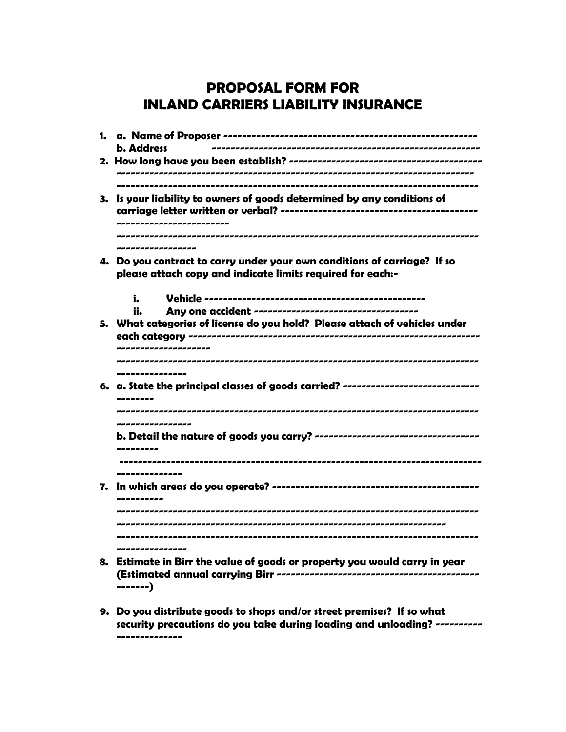# PROPOSAL FORM FOR INLAND CARRIERS LIABILITY INSURANCE

1. a. Name of Proposer -----------------------------------------------------
   b. Address -----------------------------------------------------
2. How long have you been establish? ---------------------------------------
   --------------------------------------------------------------------------
   --------------------------------------------------------------------------
3. Is your liability to owners of goods determined by any conditions of carriage letter written or verbal? -----------------------------------------
   -----------------------
   --------------------------------------------------------------------------
   ----------------
4. Do you contract to carry under your own conditions of carriage? If so please attach copy and indicate limits required for each:-
   i. Vehicle ---------------------------------------------
   ii. Any one accident ----------------------------------
5. What categories of license do you hold? Please attach of vehicles under each category -------------------------------------------------------------
   -------------------
   --------------------------------------------------------------------------
   --------------
6. a. State the principal classes of goods carried? ----------------------------
   --------
   --------------------------------------------------------------------------
   ---------------
   b. Detail the nature of goods you carry? ----------------------------------
   ---------
   --------------------------------------------------------------------------
   -------------
7. In which areas do you operate? -------------------------------------------
   ----------
   --------------------------------------------------------------------------
   --------------------------------------------------------------------
   --------------------------------------------------------------------------
   --------------
8. Estimate in Birr the value of goods or property you would carry in year (Estimated annual carrying Birr -----------------------------------------
   -------)
9. Do you distribute goods to shops and/or street premises? If so what security precautions do you take during loading and unloading? ----------
   -------------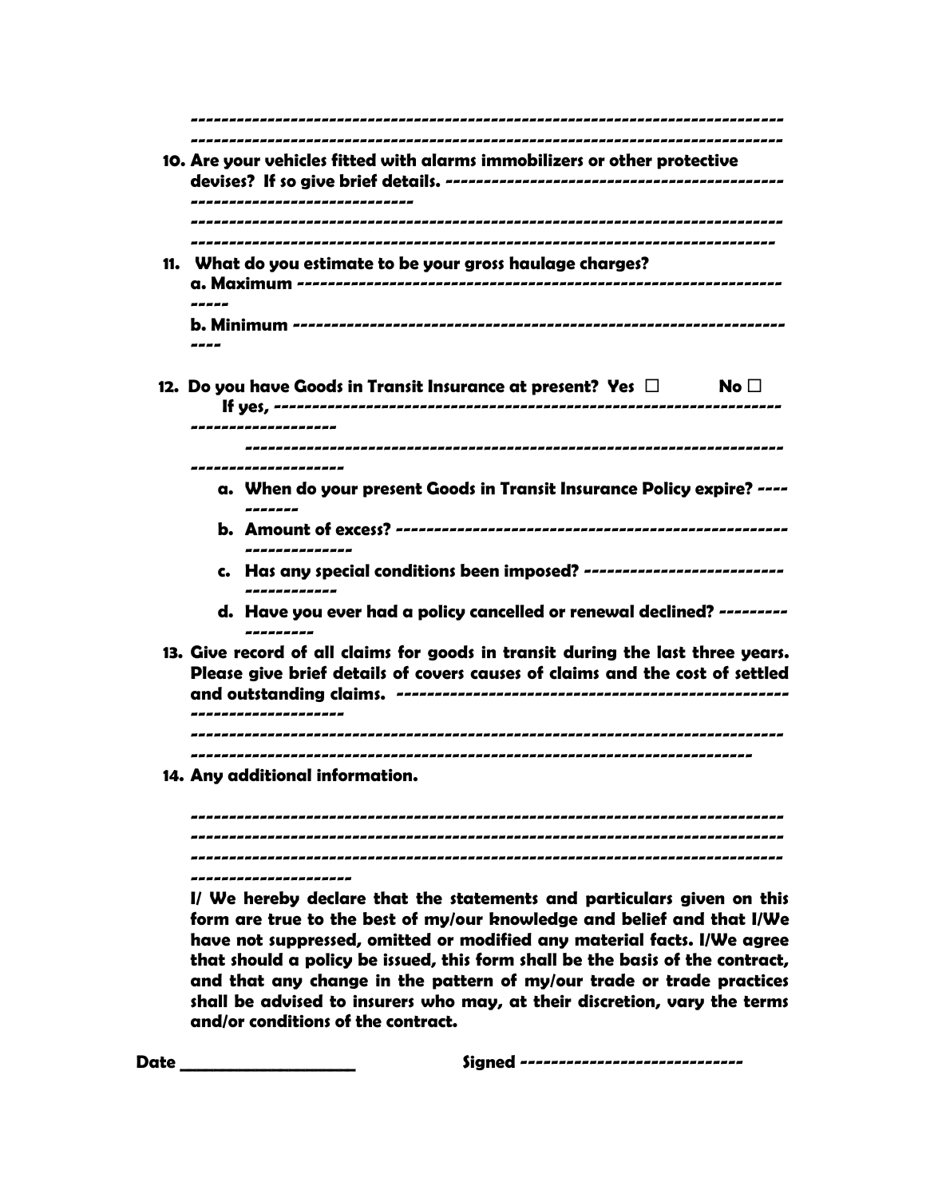---------------------------------------------------------------------------

---------------------------------------------------------------------------

10. **Are your vehicles fitted with alarms immobilizers or other protective devises? If so give brief details.** ------------------------------------------ ---------------------------

    ---------------------------------------------------------------------------

    ---------------------------------------------------------------------------

11. **What do you estimate to be your gross haulage charges?**

    **a. Maximum** ---------------------------------------------------------------- -----

    **b. Minimum** ----------------------------------------------------------------- ----

12. **Do you have Goods in Transit Insurance at present? Yes ☐ No ☐**

    **If yes,** ------------------------------------------------------------------ ------------------

    ------------------------------------------------------------------ -------------------

    a. **When do your present Goods in Transit Insurance Policy expire?** ---- -------
    b. **Amount of excess?** ------------------------------------------------- -------------
    c. **Has any special conditions been imposed?** ------------------------- -----------
    d. **Have you ever had a policy cancelled or renewal declined?** --------- ---------

13. **Give record of all claims for goods in transit during the last three years. Please give brief details of covers causes of claims and the cost of settled and outstanding claims.** ------------------------------------------------ -------------------

    ---------------------------------------------------------------------------

    ---------------------------------------------------------------------

14. **Any additional information.**

    ---------------------------------------------------------------------------

    ---------------------------------------------------------------------------

    ---------------------------------------------------------------------------

    --------------------

    **I/ We hereby declare that the statements and particulars given on this form are true to the best of my/our knowledge and belief and that I/We have not suppressed, omitted or modified any material facts. I/We agree that should a policy be issued, this form shall be the basis of the contract, and that any change in the pattern of my/our trade or trade practices shall be advised to insurers who may, at their discretion, vary the terms and/or conditions of the contract.**

**Date** ____________________ **Signed** ----------------------------